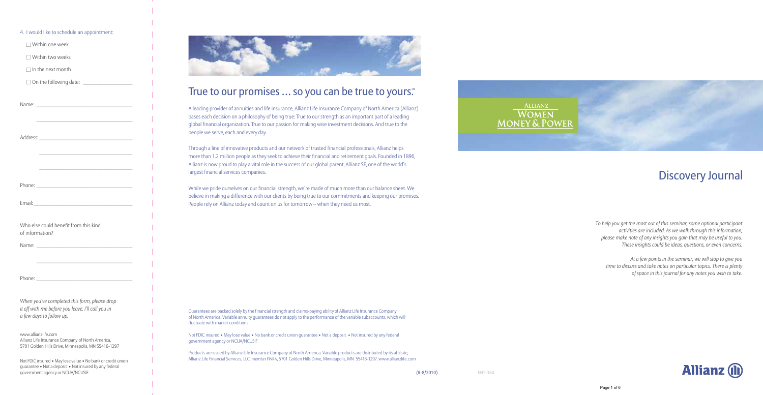4. I would like to schedule an appointment:

☐ Within one week

☐ Within two weeks

☐ In the next month

☐ On the following date: ________________

Name: ________________________________

________________________________

Address: ________________________________

________________________________

________________________________

Phone: ________________________________

Email: ________________________________

Who else could benefit from this kind of information?

Name: ________________________________

________________________________

Phone: ________________________________

*When you've completed this form, please drop it off with me before you leave. I'll call you in a few days to follow up.*

www.allianzlife.com
Allianz Life Insurance Company of North America,
5701 Golden Hills Drive, Minneapolis, MN 55416-1297

Not FDIC insured • May lose value • No bank or credit union guarantee • Not a deposit • Not insured by any federal government agency or NCUA/NCUSIF

## True to our promises … so you can be true to yours.℠

A leading provider of annuities and life insurance, Allianz Life Insurance Company of North America (Allianz) bases each decision on a philosophy of being true: True to our strength as an important part of a leading global financial organization. True to our passion for making wise investment decisions. And true to the people we serve, each and every day.

Through a line of innovative products and our network of trusted financial professionals, Allianz helps more than 1.2 million people as they seek to achieve their financial and retirement goals. Founded in 1896, Allianz is now proud to play a vital role in the success of our global parent, Allianz SE, one of the world's largest financial services companies.

While we pride ourselves on our financial strength, we're made of much more than our balance sheet. We believe in making a difference with our clients by being true to our commitments and keeping our promises. People rely on Allianz today and count on us for tomorrow – when they need us most.

Guarantees are backed solely by the financial strength and claims-paying ability of Allianz Life Insurance Company of North America. Variable annuity guarantees do not apply to the performance of the variable subaccounts, which will fluctuate with market conditions.

Not FDIC insured • May lose value • No bank or credit union guarantee • Not a deposit • Not insured by any federal government agency or NCUA/NCUSIF

Products are issued by Allianz Life Insurance Company of North America. Variable products are distributed by its affiliate, Allianz Life Financial Services, LLC, member FINRA, 5701 Golden Hills Drive, Minneapolis, MN 55416-1297. www.allianzlife.com

(R-8/2010) ENT-364

**ALLIANZ WOMEN MONEY & POWER**

# Discovery Journal

*To help you get the most out of this seminar, some optional participant activities are included. As we walk through this information, please make note of any insights you gain that may be useful to you. These insights could be ideas, questions, or even concerns.*

*At a few points in the seminar, we will stop to give you time to discuss and take notes on particular topics. There is plenty of space in this journal for any notes you wish to take.*

Allianz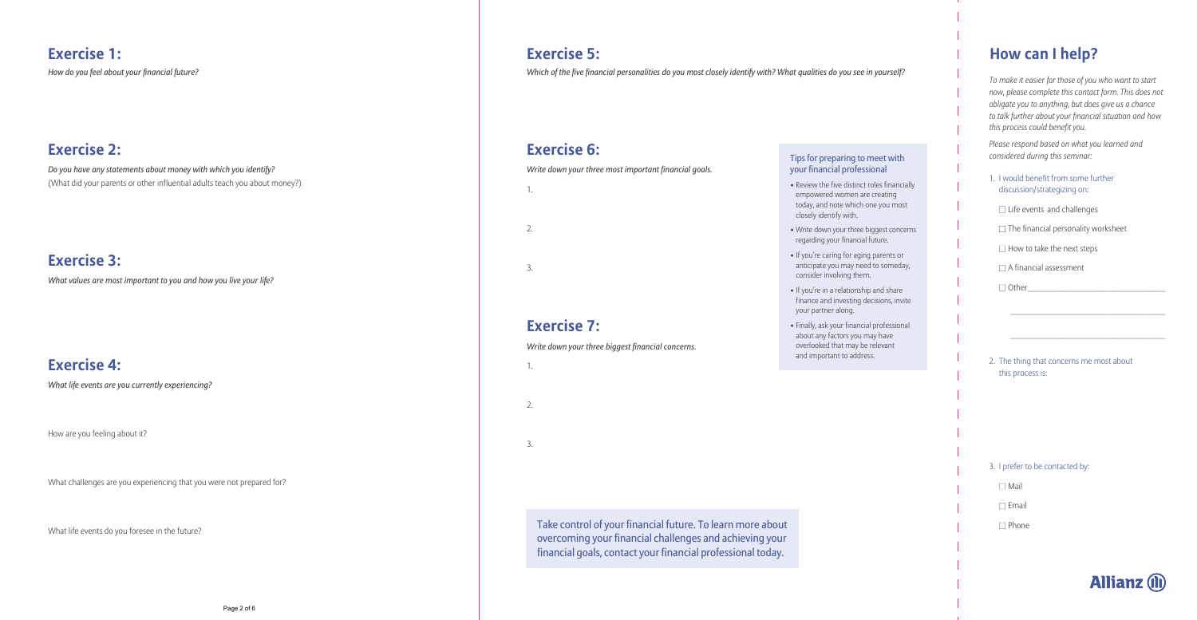## Exercise 1:

*How do you feel about your financial future?*

## Exercise 2:

*Do you have any statements about money with which you identify?*
(What did your parents or other influential adults teach you about money?)

## Exercise 3:

*What values are most important to you and how you live your life?*

## Exercise 4:

*What life events are you currently experiencing?*

How are you feeling about it?

What challenges are you experiencing that you were not prepared for?

What life events do you foresee in the future?

## Exercise 5:

*Which of the five financial personalities do you most closely identify with? What qualities do you see in yourself?*

## Exercise 6:

*Write down your three most important financial goals.*

1.

2.

3.

## Exercise 7:

*Write down your three biggest financial concerns.*

1.

2.

3.

### Tips for preparing to meet with your financial professional

- Review the five distinct roles financially empowered women are creating today, and note which one you most closely identify with.
- Write down your three biggest concerns regarding your financial future.
- If you're caring for aging parents or anticipate you may need to someday, consider involving them.
- If you're in a relationship and share finance and investing decisions, invite your partner along.
- Finally, ask your financial professional about any factors you may have overlooked that may be relevant and important to address.

Take control of your financial future. To learn more about overcoming your financial challenges and achieving your financial goals, contact your financial professional today.

## How can I help?

*To make it easier for those of you who want to start now, please complete this contact form. This does not obligate you to anything, but does give us a chance to talk further about your financial situation and how this process could benefit you.*

*Please respond based on what you learned and considered during this seminar:*

1. I would benefit from some further discussion/strategizing on:

   ☐ Life events and challenges

   ☐ The financial personality worksheet

   ☐ How to take the next steps

   ☐ A financial assessment

   ☐ Other\_\_\_\_\_\_\_\_\_\_\_\_\_\_\_\_\_\_\_\_\_\_\_\_\_\_\_\_

2. The thing that concerns me most about this process is:

3. I prefer to be contacted by:

   ☐ Mail

   ☐ Email

   ☐ Phone

Allianz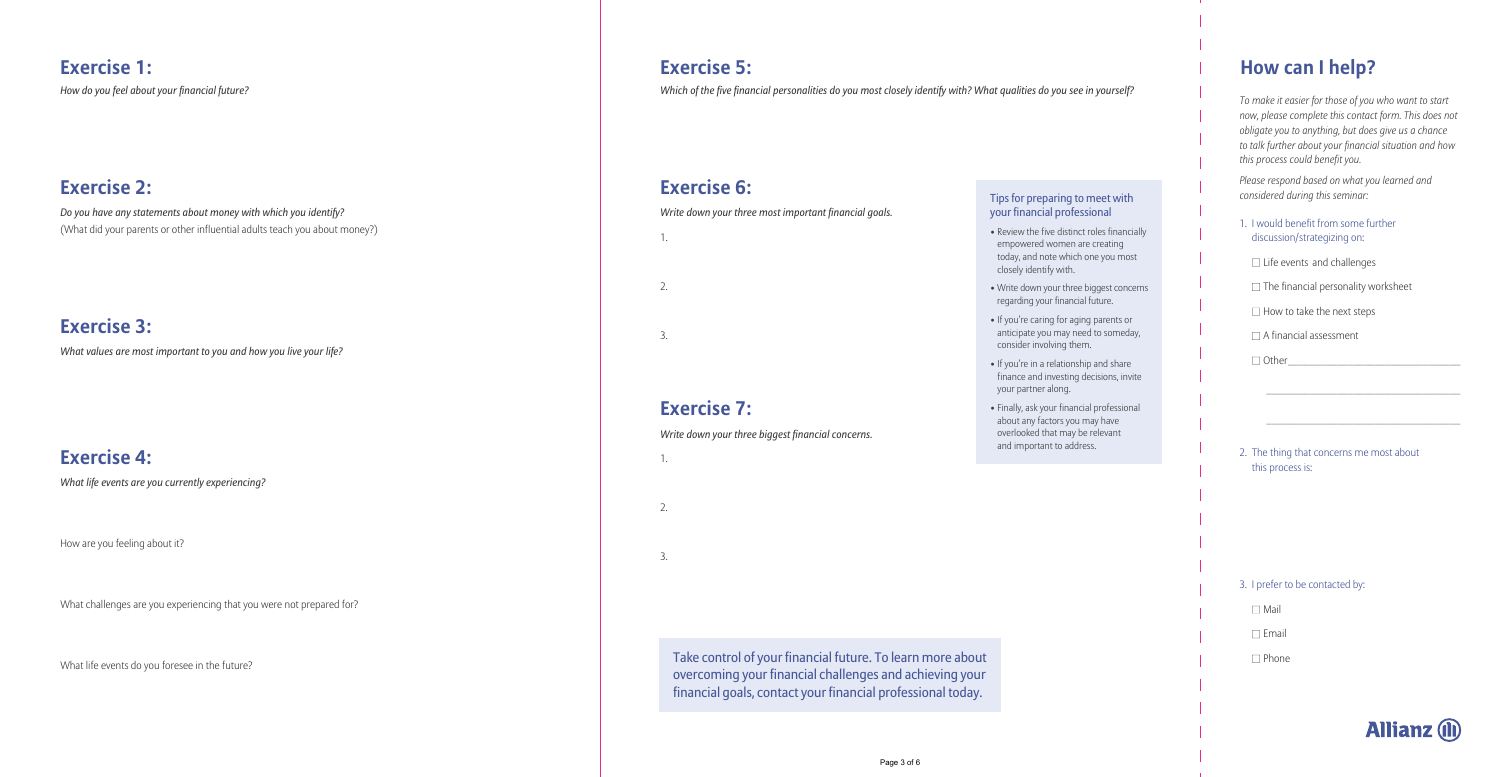## Exercise 1:

*How do you feel about your financial future?*

## Exercise 2:

*Do you have any statements about money with which you identify?*
(What did your parents or other influential adults teach you about money?)

## Exercise 3:

*What values are most important to you and how you live your life?*

## Exercise 4:

*What life events are you currently experiencing?*

How are you feeling about it?

What challenges are you experiencing that you were not prepared for?

What life events do you foresee in the future?

## Exercise 5:

*Which of the five financial personalities do you most closely identify with? What qualities do you see in yourself?*

## Exercise 6:

*Write down your three most important financial goals.*

1.

2.

3.

## Exercise 7:

*Write down your three biggest financial concerns.*

1.

2.

3.

### Tips for preparing to meet with your financial professional

- Review the five distinct roles financially empowered women are creating today, and note which one you most closely identify with.
- Write down your three biggest concerns regarding your financial future.
- If you're caring for aging parents or anticipate you may need to someday, consider involving them.
- If you're in a relationship and share finance and investing decisions, invite your partner along.
- Finally, ask your financial professional about any factors you may have overlooked that may be relevant and important to address.

Take control of your financial future. To learn more about overcoming your financial challenges and achieving your financial goals, contact your financial professional today.

## How can I help?

*To make it easier for those of you who want to start now, please complete this contact form. This does not obligate you to anything, but does give us a chance to talk further about your financial situation and how this process could benefit you.*

*Please respond based on what you learned and considered during this seminar:*

1. I would benefit from some further discussion/strategizing on:

   ☐ Life events and challenges

   ☐ The financial personality worksheet

   ☐ How to take the next steps

   ☐ A financial assessment

   ☐ Other\_\_\_\_\_\_\_\_\_\_\_\_\_\_\_\_\_\_\_\_\_\_\_\_\_\_\_\_\_\_

2. The thing that concerns me most about this process is:

3. I prefer to be contacted by:

   ☐ Mail

   ☐ Email

   ☐ Phone

Allianz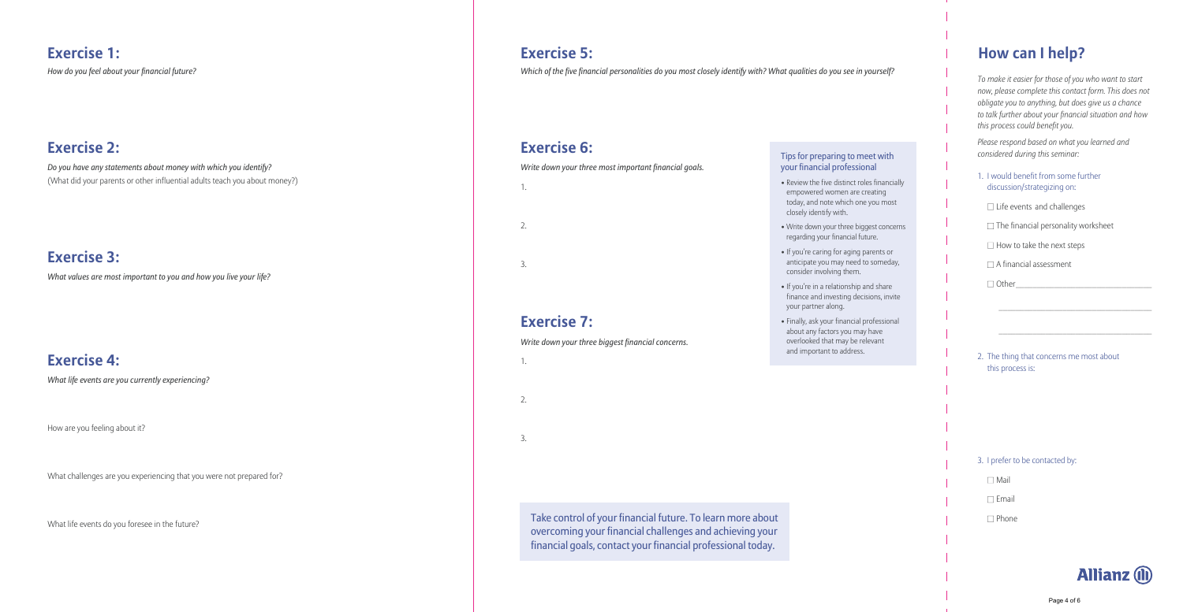## Exercise 1:

*How do you feel about your financial future?*

## Exercise 2:

*Do you have any statements about money with which you identify?*
(What did your parents or other influential adults teach you about money?)

## Exercise 3:

*What values are most important to you and how you live your life?*

## Exercise 4:

*What life events are you currently experiencing?*

How are you feeling about it?

What challenges are you experiencing that you were not prepared for?

What life events do you foresee in the future?

## Exercise 5:

*Which of the five financial personalities do you most closely identify with? What qualities do you see in yourself?*

## Exercise 6:

*Write down your three most important financial goals.*

1.

2.

3.

## Exercise 7:

*Write down your three biggest financial concerns.*

1.

2.

3.

### Tips for preparing to meet with your financial professional

- Review the five distinct roles financially empowered women are creating today, and note which one you most closely identify with.
- Write down your three biggest concerns regarding your financial future.
- If you're caring for aging parents or anticipate you may need to someday, consider involving them.
- If you're in a relationship and share finance and investing decisions, invite your partner along.
- Finally, ask your financial professional about any factors you may have overlooked that may be relevant and important to address.

Take control of your financial future. To learn more about overcoming your financial challenges and achieving your financial goals, contact your financial professional today.

## How can I help?

*To make it easier for those of you who want to start now, please complete this contact form. This does not obligate you to anything, but does give us a chance to talk further about your financial situation and how this process could benefit you.*

*Please respond based on what you learned and considered during this seminar:*

1. I would benefit from some further discussion/strategizing on:
   - ☐ Life events and challenges
   - ☐ The financial personality worksheet
   - ☐ How to take the next steps
   - ☐ A financial assessment
   - ☐ Other\_\_\_\_\_\_\_\_\_\_\_\_\_\_\_\_\_\_\_\_\_\_\_\_\_\_\_\_\_\_

2. The thing that concerns me most about this process is:

3. I prefer to be contacted by:
   - ☐ Mail
   - ☐ Email
   - ☐ Phone

Allianz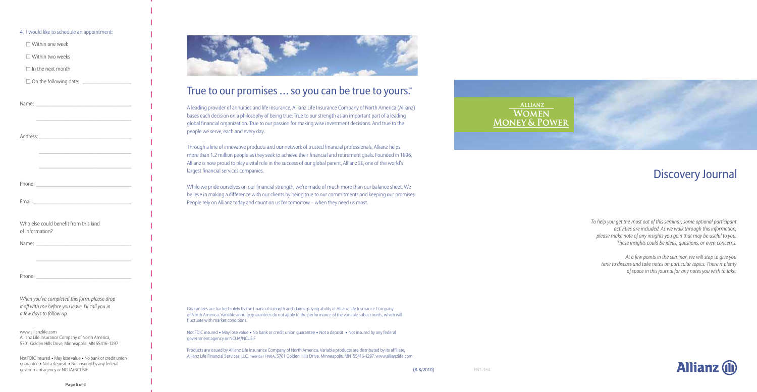4. I would like to schedule an appointment:

☐ Within one week

☐ Within two weeks

☐ In the next month

☐ On the following date: ___________________

Name: ___________________________________

___________________________________

Address: _________________________________

___________________________________

___________________________________

Phone: ___________________________________

Email: ___________________________________

Who else could benefit from this kind of information?

Name: ___________________________________

___________________________________

Phone: ___________________________________

*When you've completed this form, please drop it off with me before you leave. I'll call you in a few days to follow up.*

www.allianzlife.com
Allianz Life Insurance Company of North America, 5701 Golden Hills Drive, Minneapolis, MN 55416-1297

Not FDIC insured • May lose value • No bank or credit union guarantee • Not a deposit • Not insured by any federal government agency or NCUA/NCUSIF

## True to our promises … so you can be true to yours.℠

A leading provider of annuities and life insurance, Allianz Life Insurance Company of North America (Allianz) bases each decision on a philosophy of being true: True to our strength as an important part of a leading global financial organization. True to our passion for making wise investment decisions. And true to the people we serve, each and every day.

Through a line of innovative products and our network of trusted financial professionals, Allianz helps more than 1.2 million people as they seek to achieve their financial and retirement goals. Founded in 1896, Allianz is now proud to play a vital role in the success of our global parent, Allianz SE, one of the world's largest financial services companies.

While we pride ourselves on our financial strength, we're made of much more than our balance sheet. We believe in making a difference with our clients by being true to our commitments and keeping our promises. People rely on Allianz today and count on us for tomorrow – when they need us most.

Guarantees are backed solely by the financial strength and claims-paying ability of Allianz Life Insurance Company of North America. Variable annuity guarantees do not apply to the performance of the variable subaccounts, which will fluctuate with market conditions.

Not FDIC insured • May lose value • No bank or credit union guarantee • Not a deposit • Not insured by any federal government agency or NCUA/NCUSIF

Products are issued by Allianz Life Insurance Company of North America. Variable products are distributed by its affiliate, Allianz Life Financial Services, LLC, member FINRA, 5701 Golden Hills Drive, Minneapolis, MN 55416-1297. www.allianzlife.com

(R-8/2010) ENT-364

**Allianz Women Money & Power**

# Discovery Journal

*To help you get the most out of this seminar, some optional participant activities are included. As we walk through this information, please make note of any insights you gain that may be useful to you. These insights could be ideas, questions, or even concerns.*

*At a few points in the seminar, we will stop to give you time to discuss and take notes on particular topics. There is plenty of space in this journal for any notes you wish to take.*

Allianz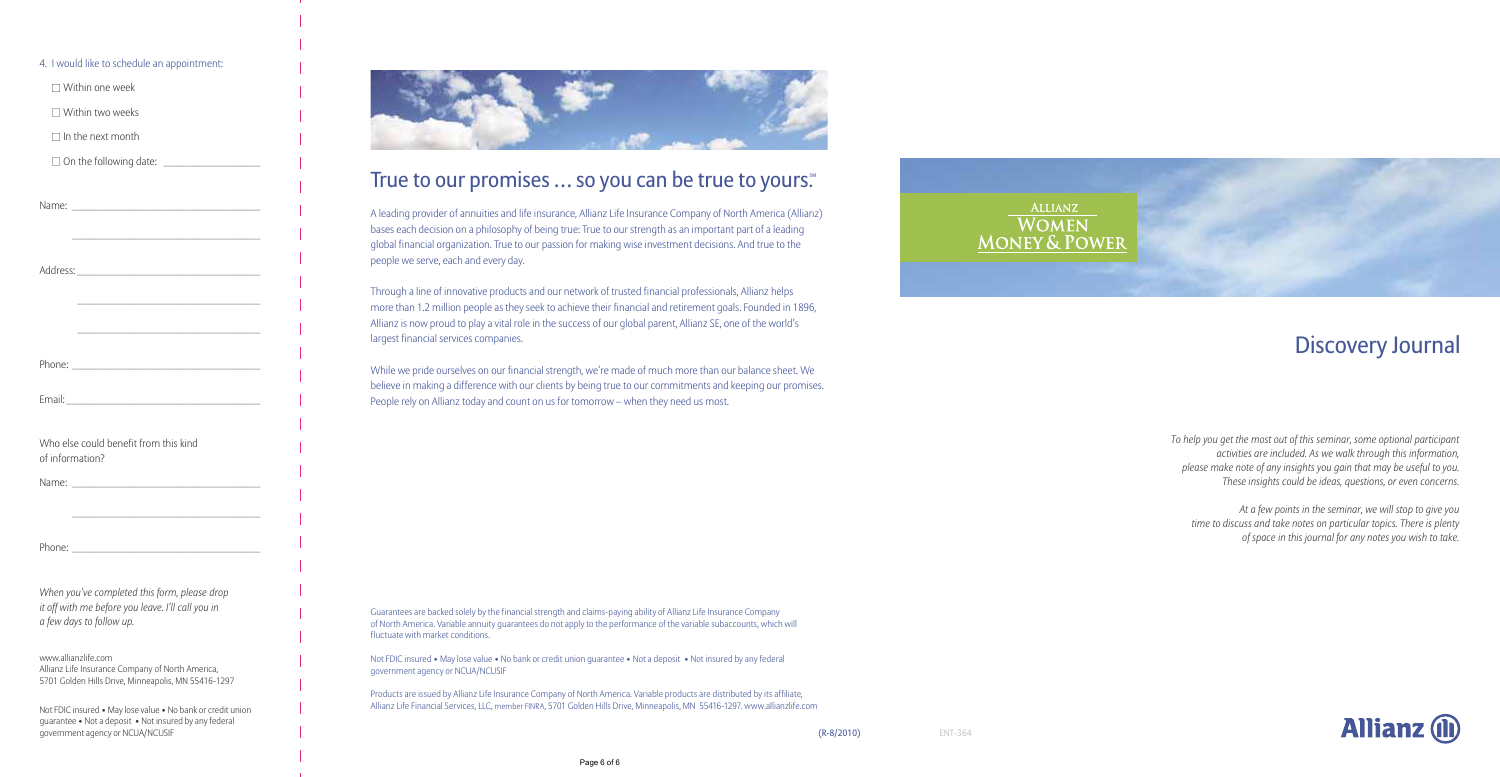4. I would like to schedule an appointment:

- ☐ Within one week
- ☐ Within two weeks
- ☐ In the next month
- ☐ On the following date: ________________

Name: ________________________________

________________________________

Address: ________________________________

________________________________

________________________________

Phone: ________________________________

Email: ________________________________

Who else could benefit from this kind of information?

Name: ________________________________

________________________________

Phone: ________________________________

*When you've completed this form, please drop it off with me before you leave. I'll call you in a few days to follow up.*

www.allianzlife.com
Allianz Life Insurance Company of North America,
5701 Golden Hills Drive, Minneapolis, MN 55416-1297

Not FDIC insured • May lose value • No bank or credit union guarantee • Not a deposit • Not insured by any federal government agency or NCUA/NCUSIF

## True to our promises … so you can be true to yours.℠

A leading provider of annuities and life insurance, Allianz Life Insurance Company of North America (Allianz) bases each decision on a philosophy of being true: True to our strength as an important part of a leading global financial organization. True to our passion for making wise investment decisions. And true to the people we serve, each and every day.

Through a line of innovative products and our network of trusted financial professionals, Allianz helps more than 1.2 million people as they seek to achieve their financial and retirement goals. Founded in 1896, Allianz is now proud to play a vital role in the success of our global parent, Allianz SE, one of the world's largest financial services companies.

While we pride ourselves on our financial strength, we're made of much more than our balance sheet. We believe in making a difference with our clients by being true to our commitments and keeping our promises. People rely on Allianz today and count on us for tomorrow – when they need us most.

Guarantees are backed solely by the financial strength and claims-paying ability of Allianz Life Insurance Company of North America. Variable annuity guarantees do not apply to the performance of the variable subaccounts, which will fluctuate with market conditions.

Not FDIC insured • May lose value • No bank or credit union guarantee • Not a deposit • Not insured by any federal government agency or NCUA/NCUSIF

Products are issued by Allianz Life Insurance Company of North America. Variable products are distributed by its affiliate, Allianz Life Financial Services, LLC, member FINRA, 5701 Golden Hills Drive, Minneapolis, MN 55416-1297. www.allianzlife.com

(R-8/2010) ENT-364

Allianz
Women
Money & Power

# Discovery Journal

*To help you get the most out of this seminar, some optional participant activities are included. As we walk through this information, please make note of any insights you gain that may be useful to you. These insights could be ideas, questions, or even concerns.*

*At a few points in the seminar, we will stop to give you time to discuss and take notes on particular topics. There is plenty of space in this journal for any notes you wish to take.*

Allianz